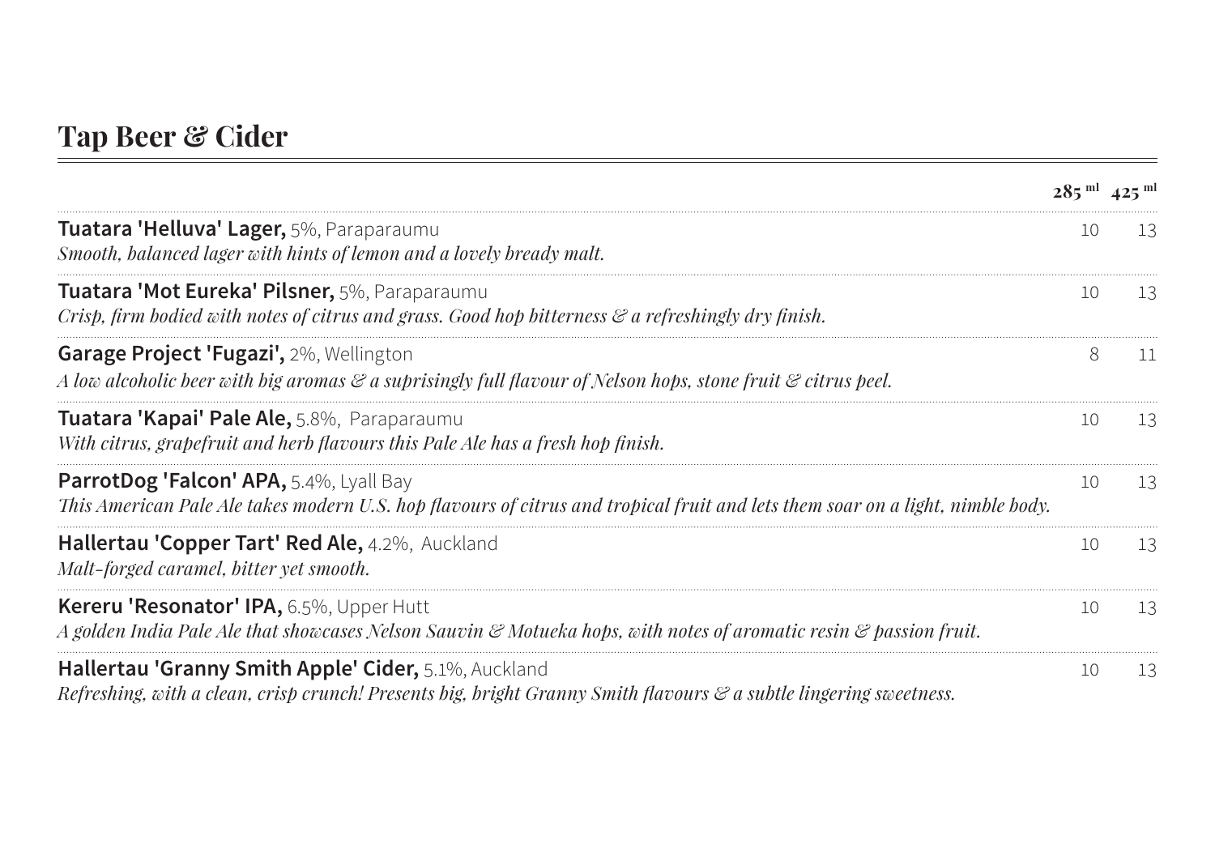## Tap Beer & Cider

| | 285 ml | 425 ml |
|---|---|---|
| **Tuatara 'Helluva' Lager,** 5%, Paraparaumu<br>*Smooth, balanced lager with hints of lemon and a lovely bready malt.* | 10 | 13 |
| **Tuatara 'Mot Eureka' Pilsner,** 5%, Paraparaumu<br>*Crisp, firm bodied with notes of citrus and grass. Good hop bitterness & a refreshingly dry finish.* | 10 | 13 |
| **Garage Project 'Fugazi',** 2%, Wellington<br>*A low alcoholic beer with big aromas & a suprisingly full flavour of Nelson hops, stone fruit & citrus peel.* | 8 | 11 |
| **Tuatara 'Kapai' Pale Ale,** 5.8%, Paraparaumu<br>*With citrus, grapefruit and herb flavours this Pale Ale has a fresh hop finish.* | 10 | 13 |
| **ParrotDog 'Falcon' APA,** 5.4%, Lyall Bay<br>*This American Pale Ale takes modern U.S. hop flavours of citrus and tropical fruit and lets them soar on a light, nimble body.* | 10 | 13 |
| **Hallertau 'Copper Tart' Red Ale,** 4.2%, Auckland<br>*Malt-forged caramel, bitter yet smooth.* | 10 | 13 |
| **Kereru 'Resonator' IPA,** 6.5%, Upper Hutt<br>*A golden India Pale Ale that showcases Nelson Sauvin & Motueka hops, with notes of aromatic resin & passion fruit.* | 10 | 13 |
| **Hallertau 'Granny Smith Apple' Cider,** 5.1%, Auckland<br>*Refreshing, with a clean, crisp crunch! Presents big, bright Granny Smith flavours & a subtle lingering sweetness.* | 10 | 13 |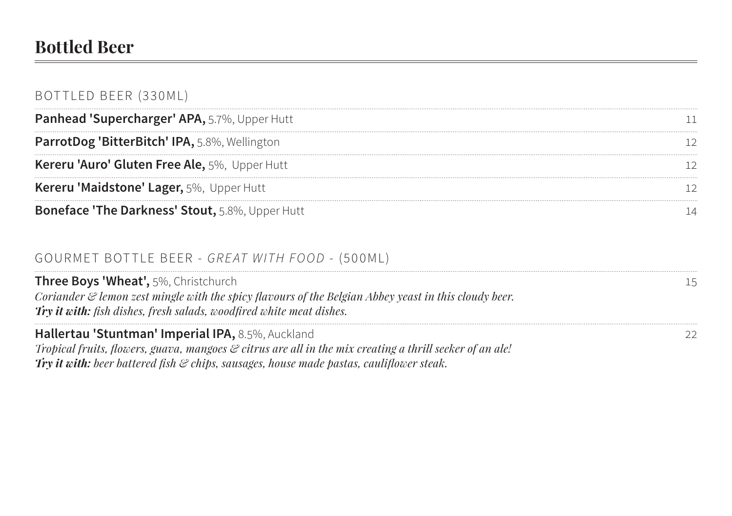# Bottled Beer

## BOTTLED BEER (330ML)

| | |
|---|---|
| **Panhead 'Supercharger' APA,** 5.7%, Upper Hutt | 11 |
| **ParrotDog 'BitterBitch' IPA,** 5.8%, Wellington | 12 |
| **Kereru 'Auro' Gluten Free Ale,** 5%, Upper Hutt | 12 |
| **Kereru 'Maidstone' Lager,** 5%, Upper Hutt | 12 |
| **Boneface 'The Darkness' Stout,** 5.8%, Upper Hutt | 14 |

## GOURMET BOTTLE BEER - *GREAT WITH FOOD* - (500ML)

**Three Boys 'Wheat',** 5%, Christchurch — 15

*Coriander & lemon zest mingle with the spicy flavours of the Belgian Abbey yeast in this cloudy beer.*
***Try it with:*** *fish dishes, fresh salads, woodfired white meat dishes.*

**Hallertau 'Stuntman' Imperial IPA,** 8.5%, Auckland — 22

*Tropical fruits, flowers, guava, mangoes & citrus are all in the mix creating a thrill seeker of an ale!*
***Try it with:*** *beer battered fish & chips, sausages, house made pastas, cauliflower steak.*